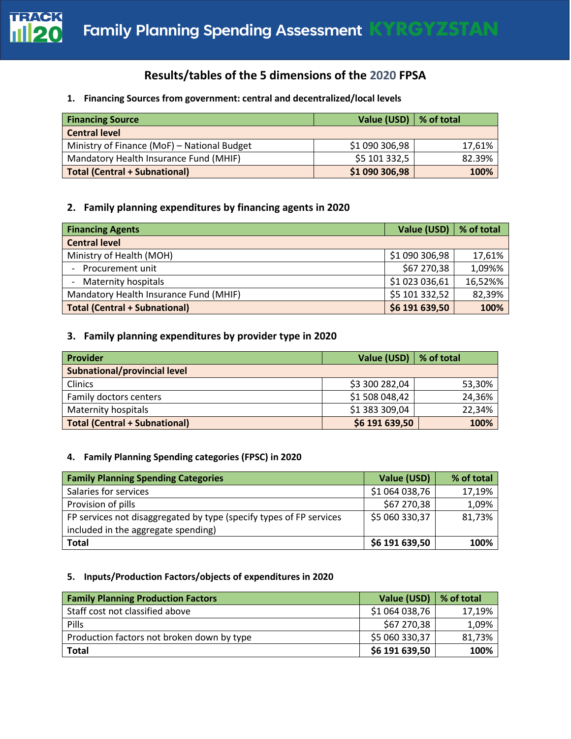# Family Planning Spending Assessment KYRGYZSTAN

## Results/tables of the 5 dimensions of the 2020 FPSA

### 1. Financing Sources from government: central and decentralized/local levels

| Financing Source | Value (USD) | % of total |
|---|---|---|
| **Central level** | | |
| Ministry of Finance (MoF) – National Budget | $1 090 306,98 | 17,61% |
| Mandatory Health Insurance Fund (MHIF) | $5 101 332,5 | 82.39% |
| **Total (Central + Subnational)** | **$1 090 306,98** | **100%** |

### 2. Family planning expenditures by financing agents in 2020

| Financing Agents | Value (USD) | % of total |
|---|---|---|
| **Central level** | | |
| Ministry of Health (MOH) | $1 090 306,98 | 17,61% |
| - Procurement unit | $67 270,38 | 1,09%% |
| - Maternity hospitals | $1 023 036,61 | 16,52%% |
| Mandatory Health Insurance Fund (MHIF) | $5 101 332,52 | 82,39% |
| **Total (Central + Subnational)** | **$6 191 639,50** | **100%** |

### 3. Family planning expenditures by provider type in 2020

| Provider | Value (USD) | % of total |
|---|---|---|
| **Subnational/provincial level** | | |
| Clinics | $3 300 282,04 | 53,30% |
| Family doctors centers | $1 508 048,42 | 24,36% |
| Maternity hospitals | $1 383 309,04 | 22,34% |
| **Total (Central + Subnational)** | **$6 191 639,50** | **100%** |

### 4. Family Planning Spending categories (FPSC) in 2020

| Family Planning Spending Categories | Value (USD) | % of total |
|---|---|---|
| Salaries for services | $1 064 038,76 | 17,19% |
| Provision of pills | $67 270,38 | 1,09% |
| FP services not disaggregated by type (specify types of FP services included in the aggregate spending) | $5 060 330,37 | 81,73% |
| **Total** | **$6 191 639,50** | **100%** |

### 5. Inputs/Production Factors/objects of expenditures in 2020

| Family Planning Production Factors | Value (USD) | % of total |
|---|---|---|
| Staff cost not classified above | $1 064 038,76 | 17,19% |
| Pills | $67 270,38 | 1,09% |
| Production factors not broken down by type | $5 060 330,37 | 81,73% |
| **Total** | **$6 191 639,50** | **100%** |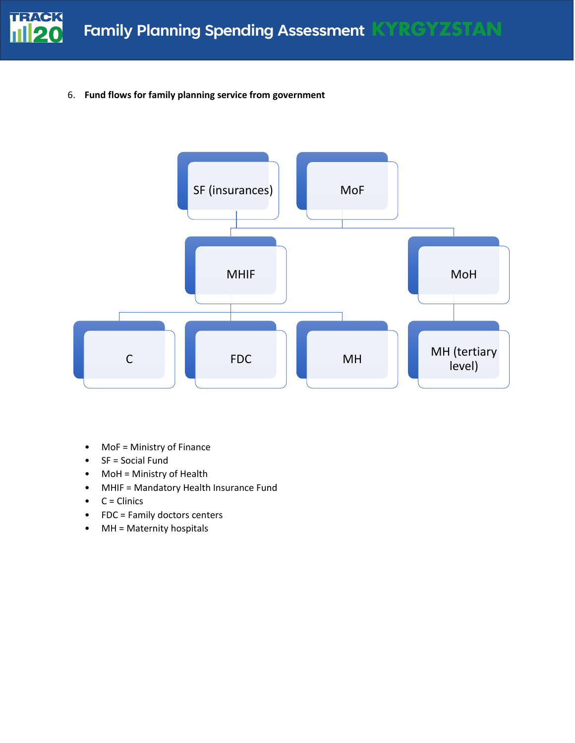6. **Fund flows for family planning service from government**

SF (insurances)

MoF

MHIF

MoH

C

FDC

MH

MH (tertiary level)

- MoF = Ministry of Finance
- SF = Social Fund
- MoH = Ministry of Health
- MHIF = Mandatory Health Insurance Fund
- C = Clinics
- FDC = Family doctors centers
- MH = Maternity hospitals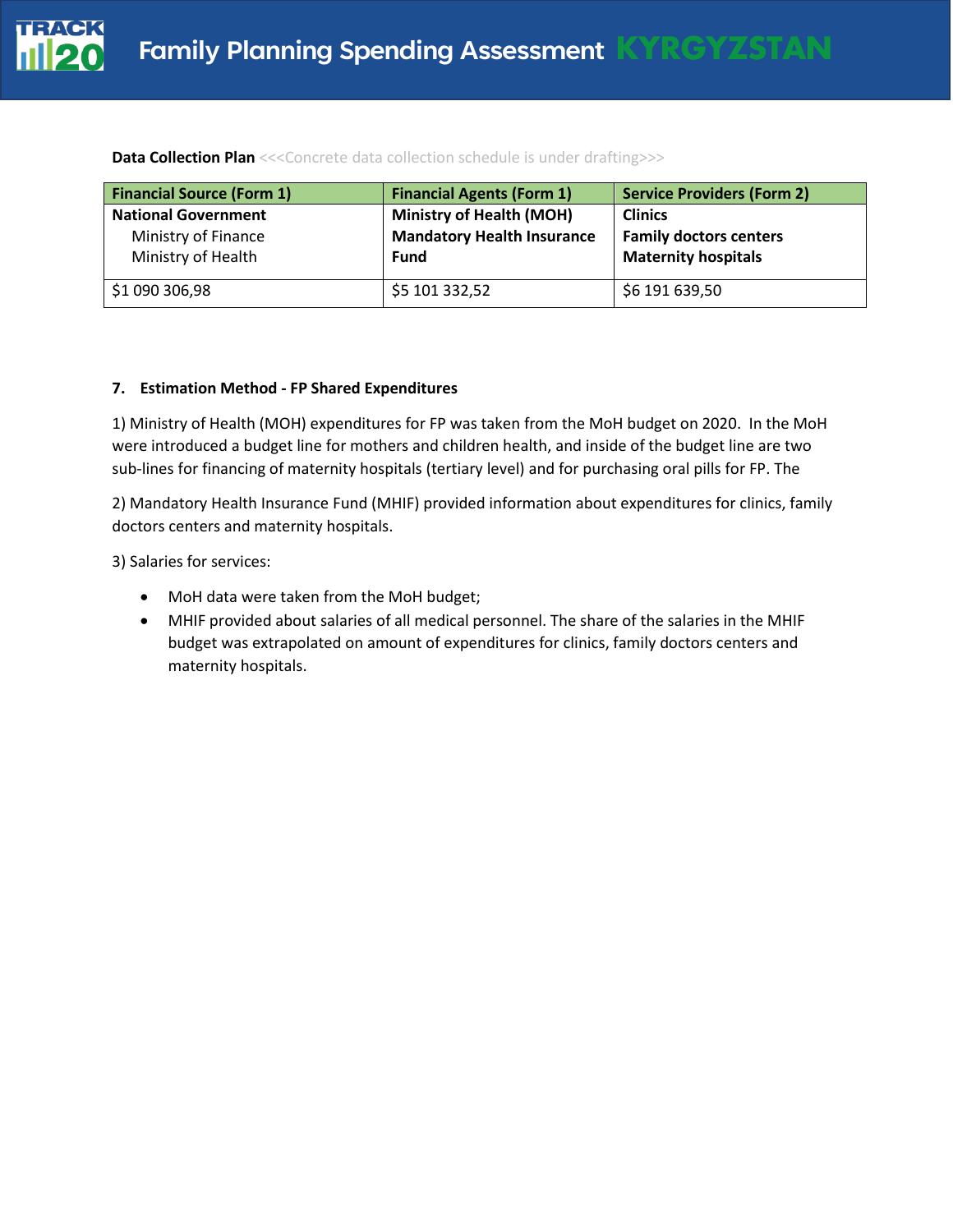**Data Collection Plan** <<<Concrete data collection schedule is under drafting>>>

| Financial Source (Form 1) | Financial Agents (Form 1) | Service Providers (Form 2) |
|---|---|---|
| **National Government**<br>Ministry of Finance<br>Ministry of Health | **Ministry of Health (MOH)**<br>**Mandatory Health Insurance Fund** | **Clinics**<br>**Family doctors centers**<br>**Maternity hospitals** |
| $1 090 306,98 | $5 101 332,52 | $6 191 639,50 |

### 7. Estimation Method - FP Shared Expenditures

1) Ministry of Health (MOH) expenditures for FP was taken from the MoH budget on 2020. In the MoH were introduced a budget line for mothers and children health, and inside of the budget line are two sub-lines for financing of maternity hospitals (tertiary level) and for purchasing oral pills for FP. The

2) Mandatory Health Insurance Fund (MHIF) provided information about expenditures for clinics, family doctors centers and maternity hospitals.

3) Salaries for services:

- MoH data were taken from the MoH budget;
- MHIF provided about salaries of all medical personnel. The share of the salaries in the MHIF budget was extrapolated on amount of expenditures for clinics, family doctors centers and maternity hospitals.